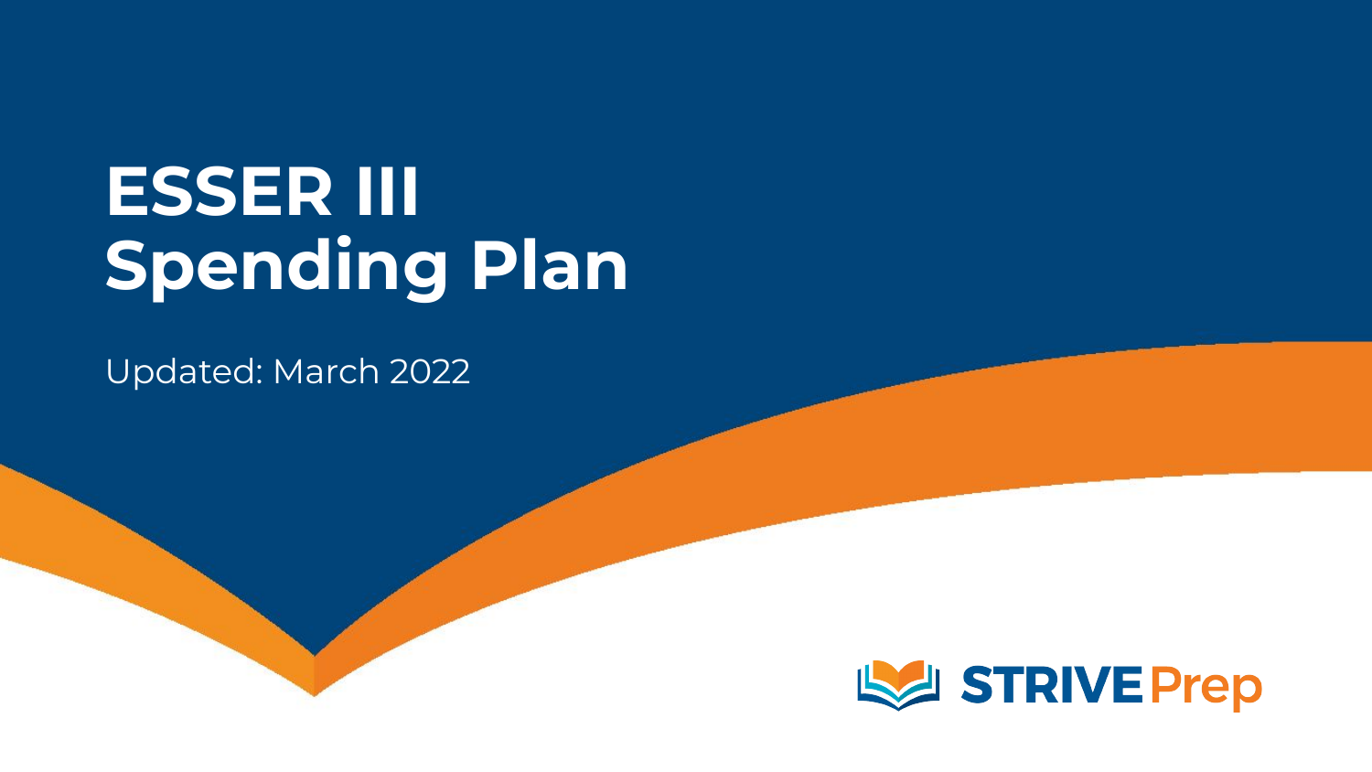# ESSER III Spending Plan

Updated: March 2022

STRIVE Prep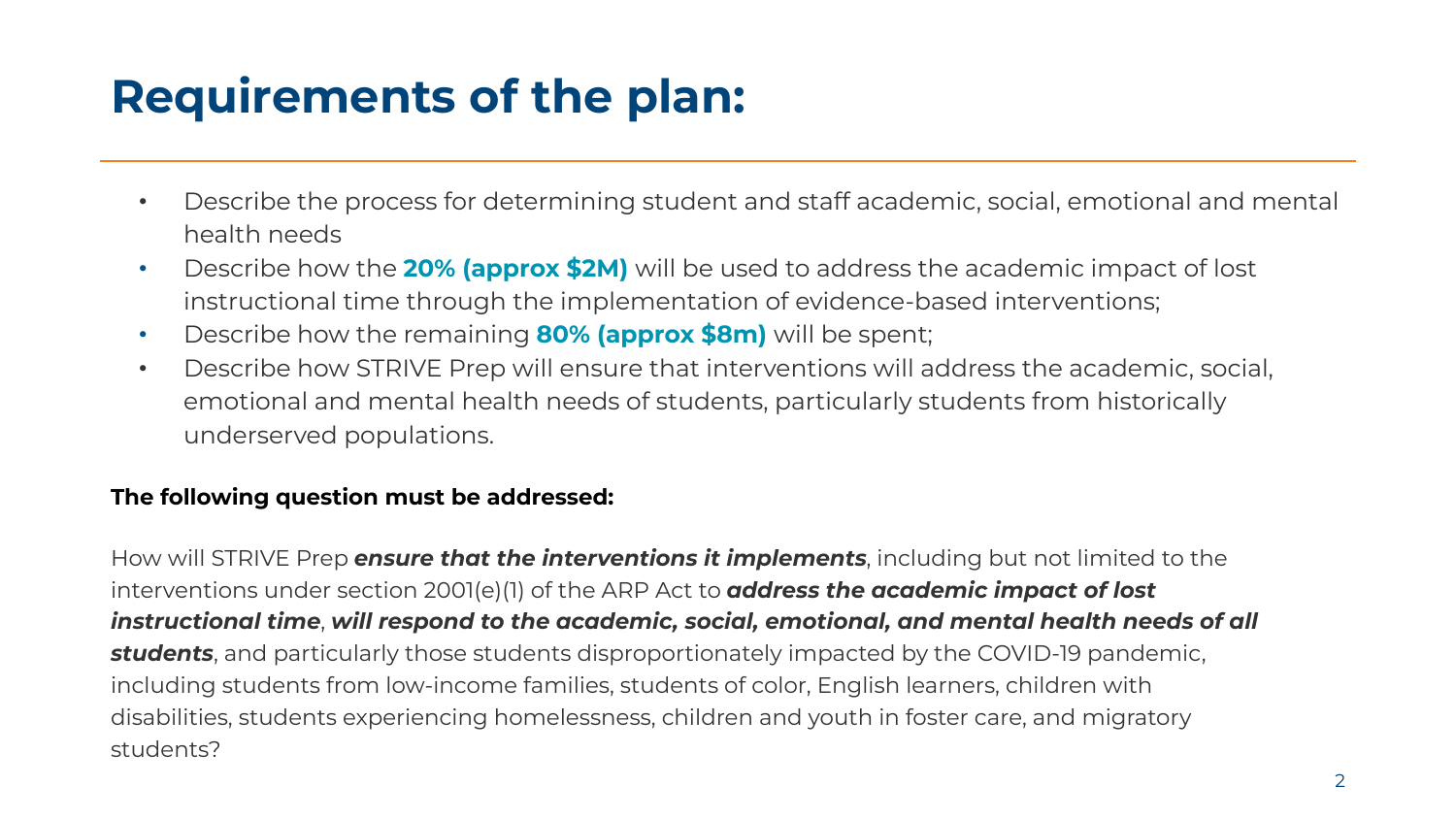# Requirements of the plan:

- Describe the process for determining student and staff academic, social, emotional and mental health needs
- Describe how the **20% (approx $2M)** will be used to address the academic impact of lost instructional time through the implementation of evidence-based interventions;
- Describe how the remaining **80% (approx $8m)** will be spent;
- Describe how STRIVE Prep will ensure that interventions will address the academic, social, emotional and mental health needs of students, particularly students from historically underserved populations.

**The following question must be addressed:**

How will STRIVE Prep ***ensure that the interventions it implements***, including but not limited to the interventions under section 2001(e)(1) of the ARP Act to ***address the academic impact of lost instructional time***, ***will respond to the academic, social, emotional, and mental health needs of all students***, and particularly those students disproportionately impacted by the COVID-19 pandemic, including students from low-income families, students of color, English learners, children with disabilities, students experiencing homelessness, children and youth in foster care, and migratory students?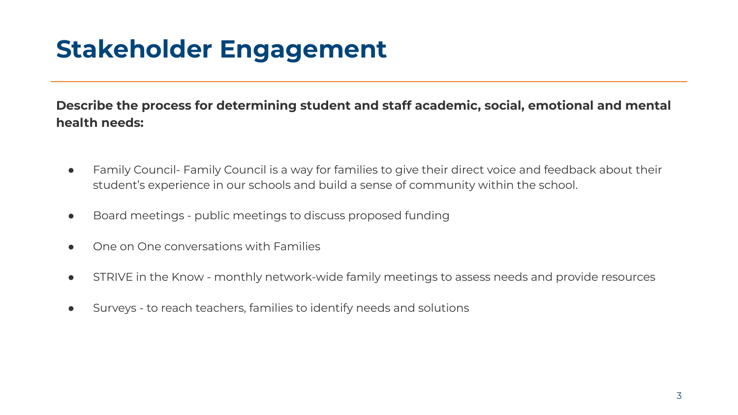# Stakeholder Engagement

**Describe the process for determining student and staff academic, social, emotional and mental health needs:**

- Family Council- Family Council is a way for families to give their direct voice and feedback about their student's experience in our schools and build a sense of community within the school.
- Board meetings - public meetings to discuss proposed funding
- One on One conversations with Families
- STRIVE in the Know - monthly network-wide family meetings to assess needs and provide resources
- Surveys - to reach teachers, families to identify needs and solutions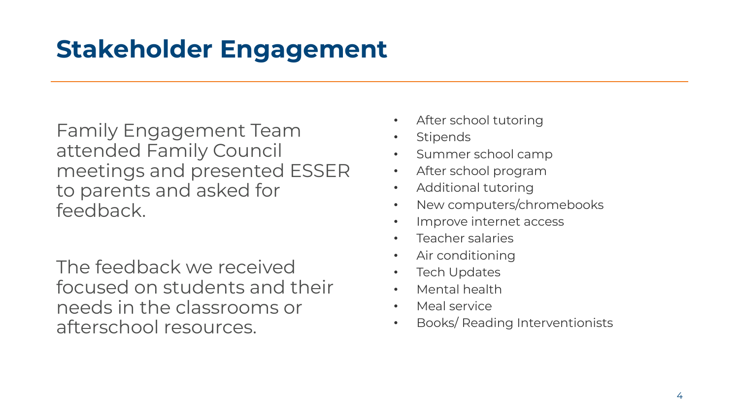# Stakeholder Engagement

Family Engagement Team attended Family Council meetings and presented ESSER to parents and asked for feedback.

The feedback we received focused on students and their needs in the classrooms or afterschool resources.

- After school tutoring
- Stipends
- Summer school camp
- After school program
- Additional tutoring
- New computers/chromebooks
- Improve internet access
- Teacher salaries
- Air conditioning
- Tech Updates
- Mental health
- Meal service
- Books/ Reading Interventionists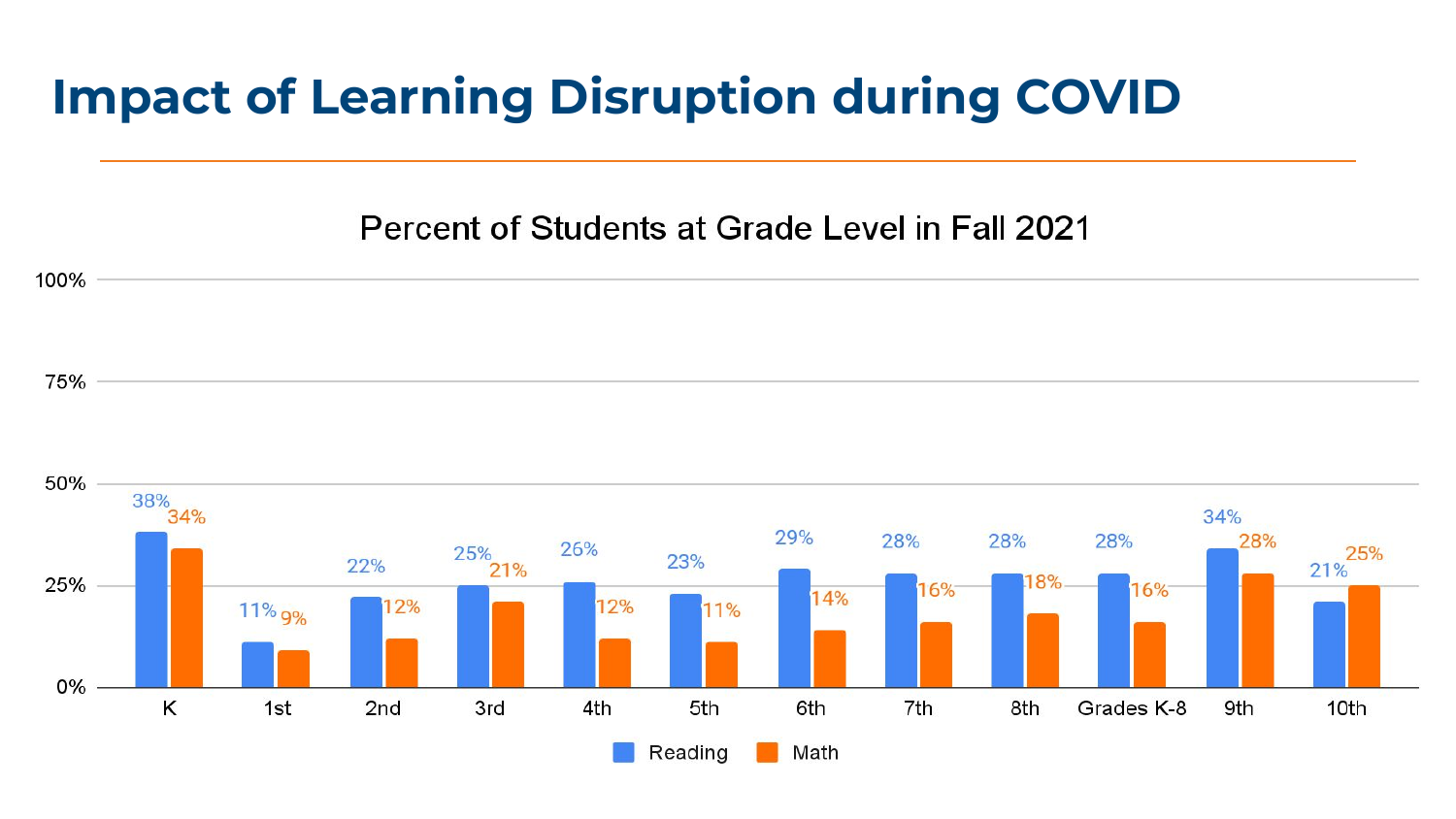# Impact of Learning Disruption during COVID

**Percent of Students at Grade Level in Fall 2021**

| Grade | Reading | Math |
|---|---|---|
| K | 38% | 34% |
| 1st | 11% | 9% |
| 2nd | 22% | 12% |
| 3rd | 25% | 21% |
| 4th | 26% | 12% |
| 5th | 23% | 11% |
| 6th | 29% | 14% |
| 7th | 28% | 16% |
| 8th | 28% | 18% |
| Grades K-8 | 28% | 16% |
| 9th | 34% | 28% |
| 10th | 21% | 25% |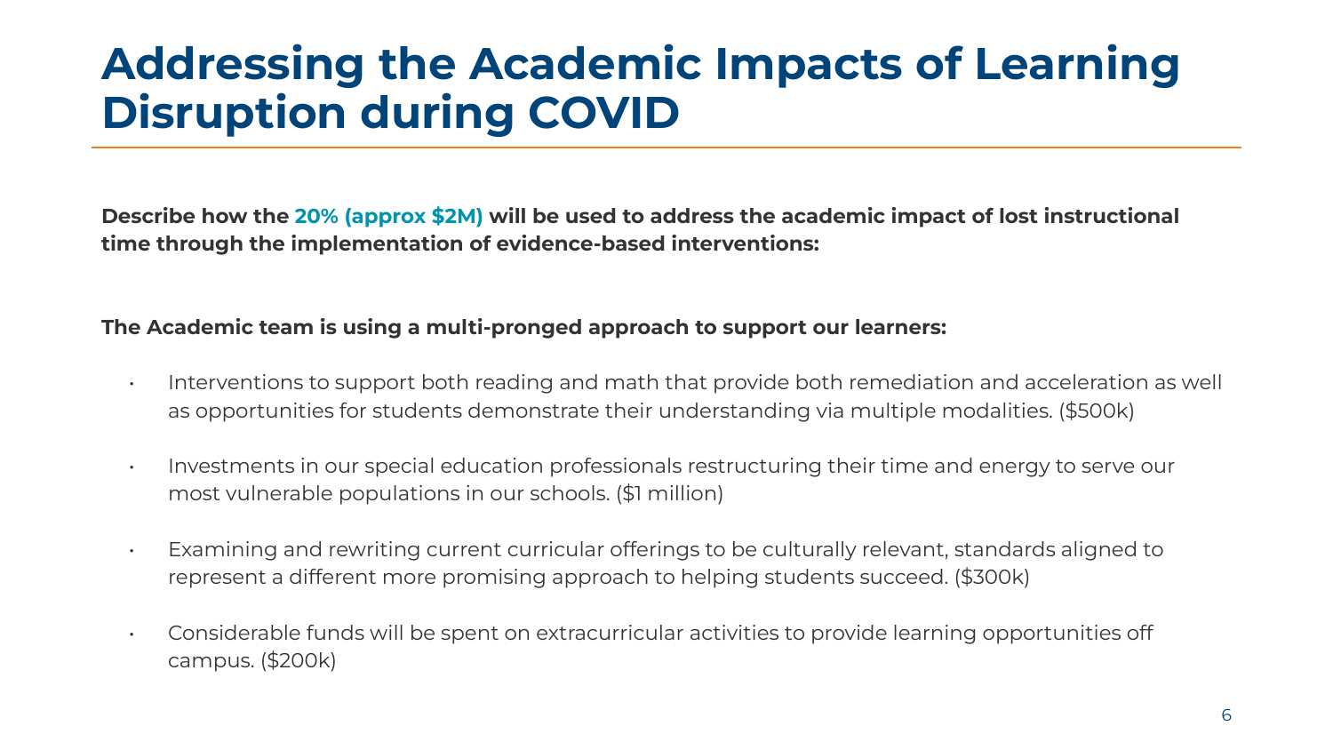# Addressing the Academic Impacts of Learning Disruption during COVID

**Describe how the 20% (approx $2M) will be used to address the academic impact of lost instructional time through the implementation of evidence-based interventions:**

**The Academic team is using a multi-pronged approach to support our learners:**

- Interventions to support both reading and math that provide both remediation and acceleration as well as opportunities for students demonstrate their understanding via multiple modalities. ($500k)
- Investments in our special education professionals restructuring their time and energy to serve our most vulnerable populations in our schools. ($1 million)
- Examining and rewriting current curricular offerings to be culturally relevant, standards aligned to represent a different more promising approach to helping students succeed. ($300k)
- Considerable funds will be spent on extracurricular activities to provide learning opportunities off campus. ($200k)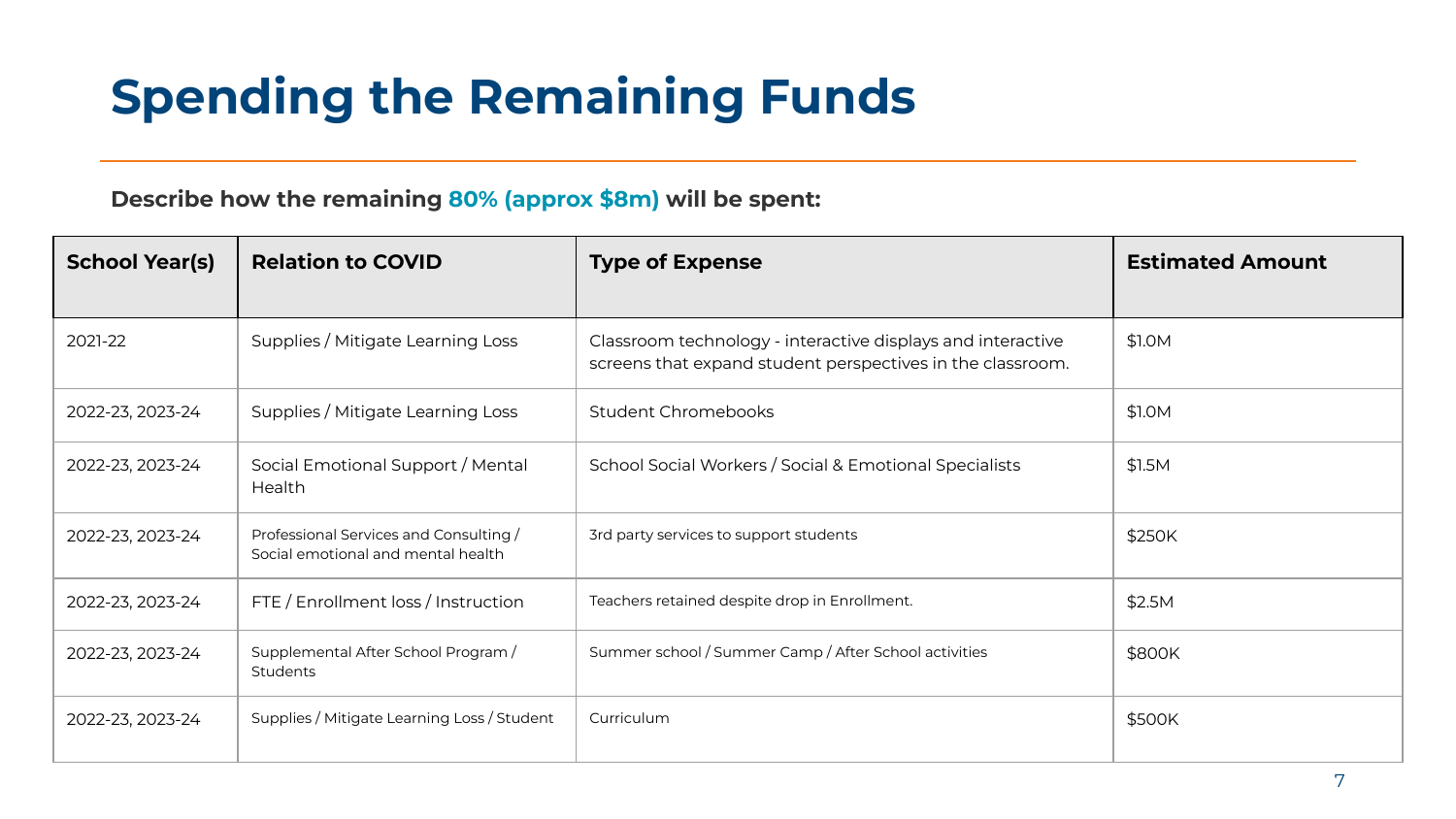# Spending the Remaining Funds

**Describe how the remaining 80% (approx $8m) will be spent:**

| School Year(s) | Relation to COVID | Type of Expense | Estimated Amount |
|---|---|---|---|
| 2021-22 | Supplies / Mitigate Learning Loss | Classroom technology - interactive displays and interactive screens that expand student perspectives in the classroom. | $1.0M |
| 2022-23, 2023-24 | Supplies / Mitigate Learning Loss | Student Chromebooks | $1.0M |
| 2022-23, 2023-24 | Social Emotional Support / Mental Health | School Social Workers / Social & Emotional Specialists | $1.5M |
| 2022-23, 2023-24 | Professional Services and Consulting / Social emotional and mental health | 3rd party services to support students | $250K |
| 2022-23, 2023-24 | FTE / Enrollment loss / Instruction | Teachers retained despite drop in Enrollment. | $2.5M |
| 2022-23, 2023-24 | Supplemental After School Program / Students | Summer school / Summer Camp / After School activities | $800K |
| 2022-23, 2023-24 | Supplies / Mitigate Learning Loss / Student | Curriculum | $500K |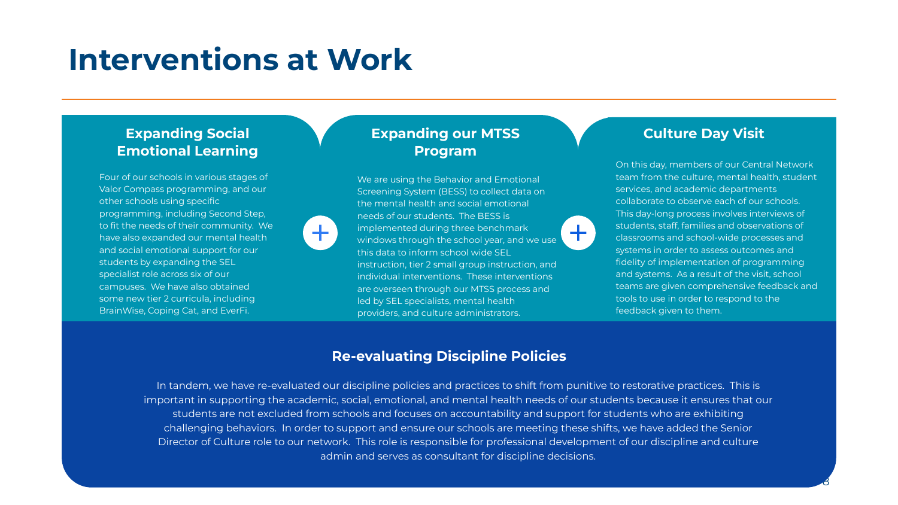# Interventions at Work

## Expanding Social Emotional Learning

Four of our schools in various stages of Valor Compass programming, and our other schools using specific programming, including Second Step, to fit the needs of their community. We have also expanded our mental health and social emotional support for our students by expanding the SEL specialist role across six of our campuses. We have also obtained some new tier 2 curricula, including BrainWise, Coping Cat, and EverFi.

+

## Expanding our MTSS Program

We are using the Behavior and Emotional Screening System (BESS) to collect data on the mental health and social emotional needs of our students. The BESS is implemented during three benchmark windows through the school year, and we use this data to inform school wide SEL instruction, tier 2 small group instruction, and individual interventions. These interventions are overseen through our MTSS process and led by SEL specialists, mental health providers, and culture administrators.

+

## Culture Day Visit

On this day, members of our Central Network team from the culture, mental health, student services, and academic departments collaborate to observe each of our schools. This day-long process involves interviews of students, staff, families and observations of classrooms and school-wide processes and systems in order to assess outcomes and fidelity of implementation of programming and systems. As a result of the visit, school teams are given comprehensive feedback and tools to use in order to respond to the feedback given to them.

## Re-evaluating Discipline Policies

In tandem, we have re-evaluated our discipline policies and practices to shift from punitive to restorative practices. This is important in supporting the academic, social, emotional, and mental health needs of our students because it ensures that our students are not excluded from schools and focuses on accountability and support for students who are exhibiting challenging behaviors. In order to support and ensure our schools are meeting these shifts, we have added the Senior Director of Culture role to our network. This role is responsible for professional development of our discipline and culture admin and serves as consultant for discipline decisions.